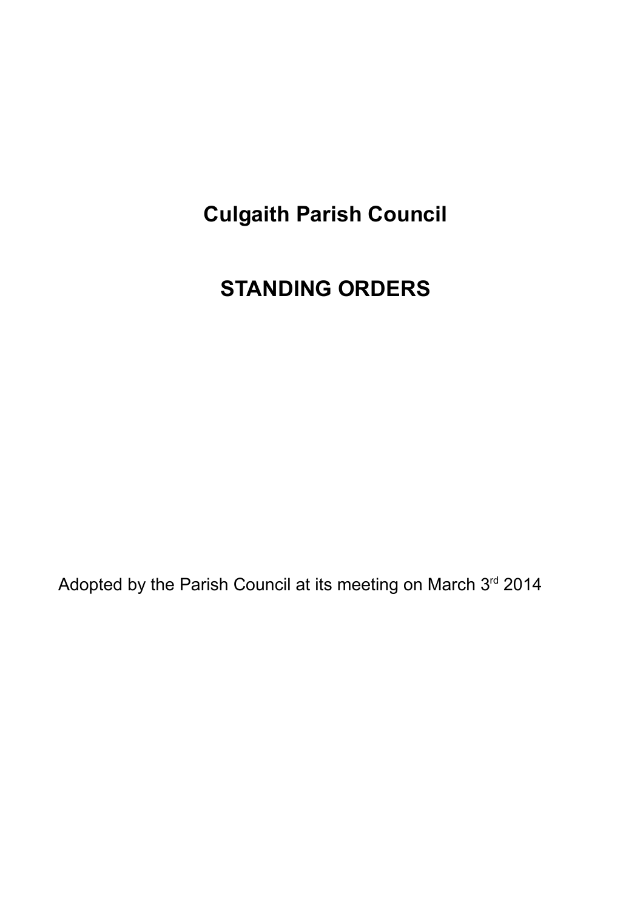# Culgaith Parish Council

# STANDING ORDERS

Adopted by the Parish Council at its meeting on March 3rd 2014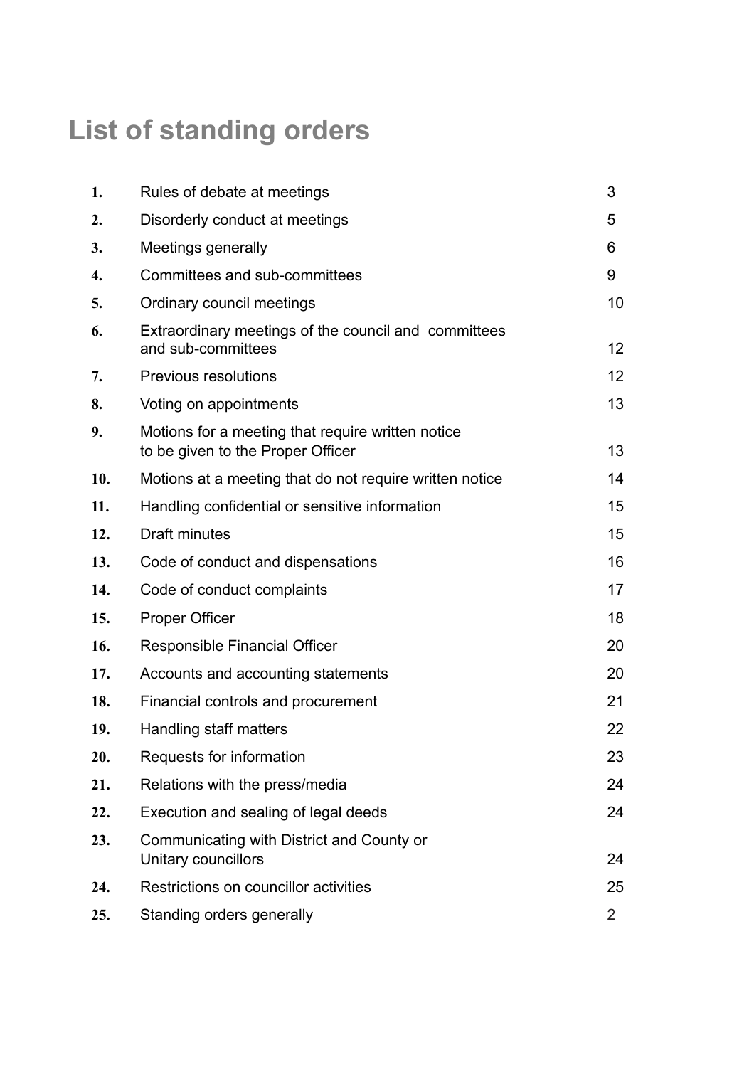# List of standing orders

| | | |
|---|---|---|
| 1. | Rules of debate at meetings | 3 |
| 2. | Disorderly conduct at meetings | 5 |
| 3. | Meetings generally | 6 |
| 4. | Committees and sub-committees | 9 |
| 5. | Ordinary council meetings | 10 |
| 6. | Extraordinary meetings of the council and committees and sub-committees | 12 |
| 7. | Previous resolutions | 12 |
| 8. | Voting on appointments | 13 |
| 9. | Motions for a meeting that require written notice to be given to the Proper Officer | 13 |
| 10. | Motions at a meeting that do not require written notice | 14 |
| 11. | Handling confidential or sensitive information | 15 |
| 12. | Draft minutes | 15 |
| 13. | Code of conduct and dispensations | 16 |
| 14. | Code of conduct complaints | 17 |
| 15. | Proper Officer | 18 |
| 16. | Responsible Financial Officer | 20 |
| 17. | Accounts and accounting statements | 20 |
| 18. | Financial controls and procurement | 21 |
| 19. | Handling staff matters | 22 |
| 20. | Requests for information | 23 |
| 21. | Relations with the press/media | 24 |
| 22. | Execution and sealing of legal deeds | 24 |
| 23. | Communicating with District and County or Unitary councillors | 24 |
| 24. | Restrictions on councillor activities | 25 |
| 25. | Standing orders generally | 2 |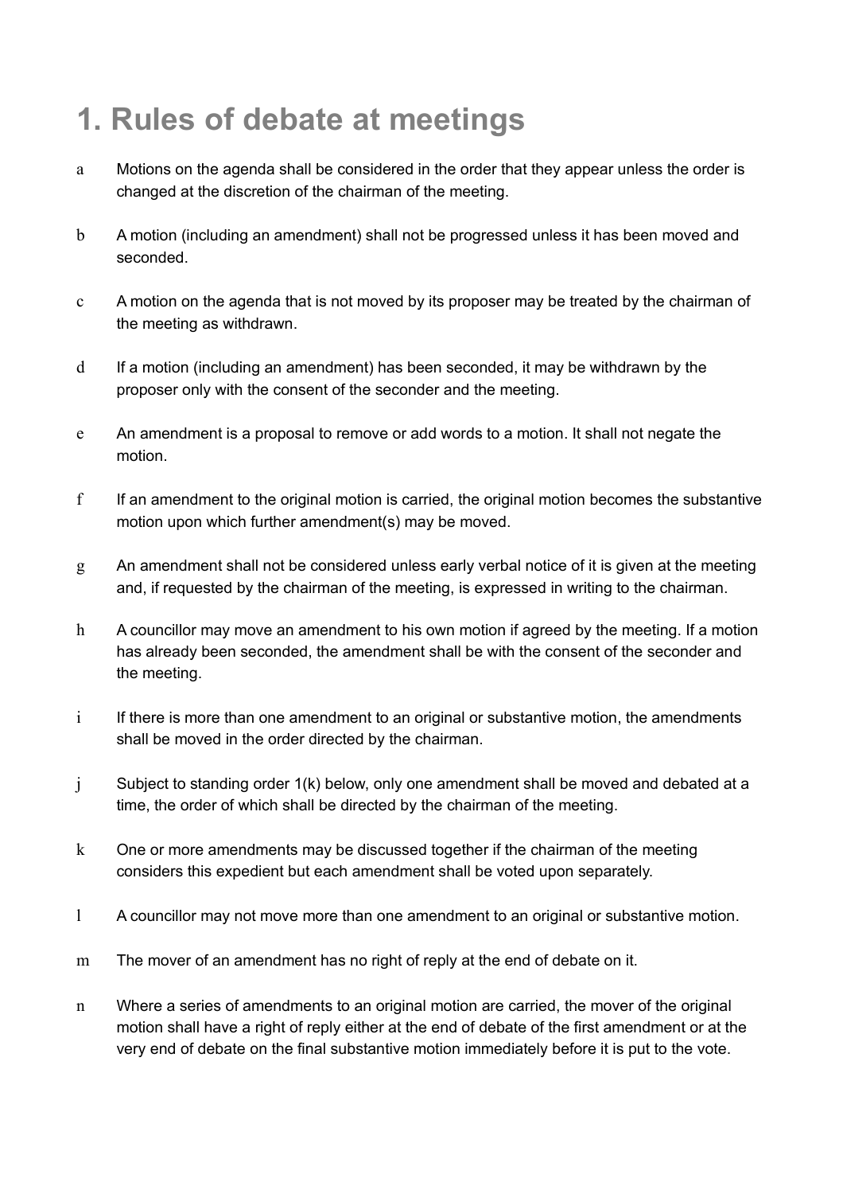# 1. Rules of debate at meetings

a Motions on the agenda shall be considered in the order that they appear unless the order is changed at the discretion of the chairman of the meeting.

b A motion (including an amendment) shall not be progressed unless it has been moved and seconded.

c A motion on the agenda that is not moved by its proposer may be treated by the chairman of the meeting as withdrawn.

d If a motion (including an amendment) has been seconded, it may be withdrawn by the proposer only with the consent of the seconder and the meeting.

e An amendment is a proposal to remove or add words to a motion. It shall not negate the motion.

f If an amendment to the original motion is carried, the original motion becomes the substantive motion upon which further amendment(s) may be moved.

g An amendment shall not be considered unless early verbal notice of it is given at the meeting and, if requested by the chairman of the meeting, is expressed in writing to the chairman.

h A councillor may move an amendment to his own motion if agreed by the meeting. If a motion has already been seconded, the amendment shall be with the consent of the seconder and the meeting.

i If there is more than one amendment to an original or substantive motion, the amendments shall be moved in the order directed by the chairman.

j Subject to standing order 1(k) below, only one amendment shall be moved and debated at a time, the order of which shall be directed by the chairman of the meeting.

k One or more amendments may be discussed together if the chairman of the meeting considers this expedient but each amendment shall be voted upon separately.

l A councillor may not move more than one amendment to an original or substantive motion.

m The mover of an amendment has no right of reply at the end of debate on it.

n Where a series of amendments to an original motion are carried, the mover of the original motion shall have a right of reply either at the end of debate of the first amendment or at the very end of debate on the final substantive motion immediately before it is put to the vote.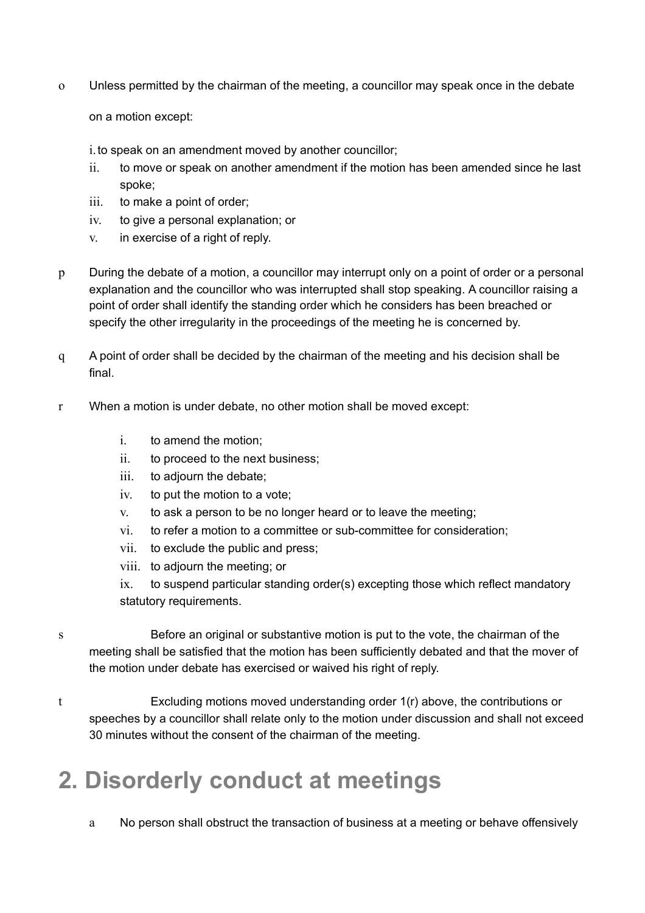o Unless permitted by the chairman of the meeting, a councillor may speak once in the debate on a motion except:

i. to speak on an amendment moved by another councillor;
ii. to move or speak on another amendment if the motion has been amended since he last spoke;
iii. to make a point of order;
iv. to give a personal explanation; or
v. in exercise of a right of reply.

p During the debate of a motion, a councillor may interrupt only on a point of order or a personal explanation and the councillor who was interrupted shall stop speaking. A councillor raising a point of order shall identify the standing order which he considers has been breached or specify the other irregularity in the proceedings of the meeting he is concerned by.

q A point of order shall be decided by the chairman of the meeting and his decision shall be final.

r When a motion is under debate, no other motion shall be moved except:

i. to amend the motion;
ii. to proceed to the next business;
iii. to adjourn the debate;
iv. to put the motion to a vote;
v. to ask a person to be no longer heard or to leave the meeting;
vi. to refer a motion to a committee or sub-committee for consideration;
vii. to exclude the public and press;
viii. to adjourn the meeting; or
ix. to suspend particular standing order(s) excepting those which reflect mandatory statutory requirements.

s Before an original or substantive motion is put to the vote, the chairman of the meeting shall be satisfied that the motion has been sufficiently debated and that the mover of the motion under debate has exercised or waived his right of reply.

t Excluding motions moved understanding order 1(r) above, the contributions or speeches by a councillor shall relate only to the motion under discussion and shall not exceed 30 minutes without the consent of the chairman of the meeting.

# 2. Disorderly conduct at meetings

a No person shall obstruct the transaction of business at a meeting or behave offensively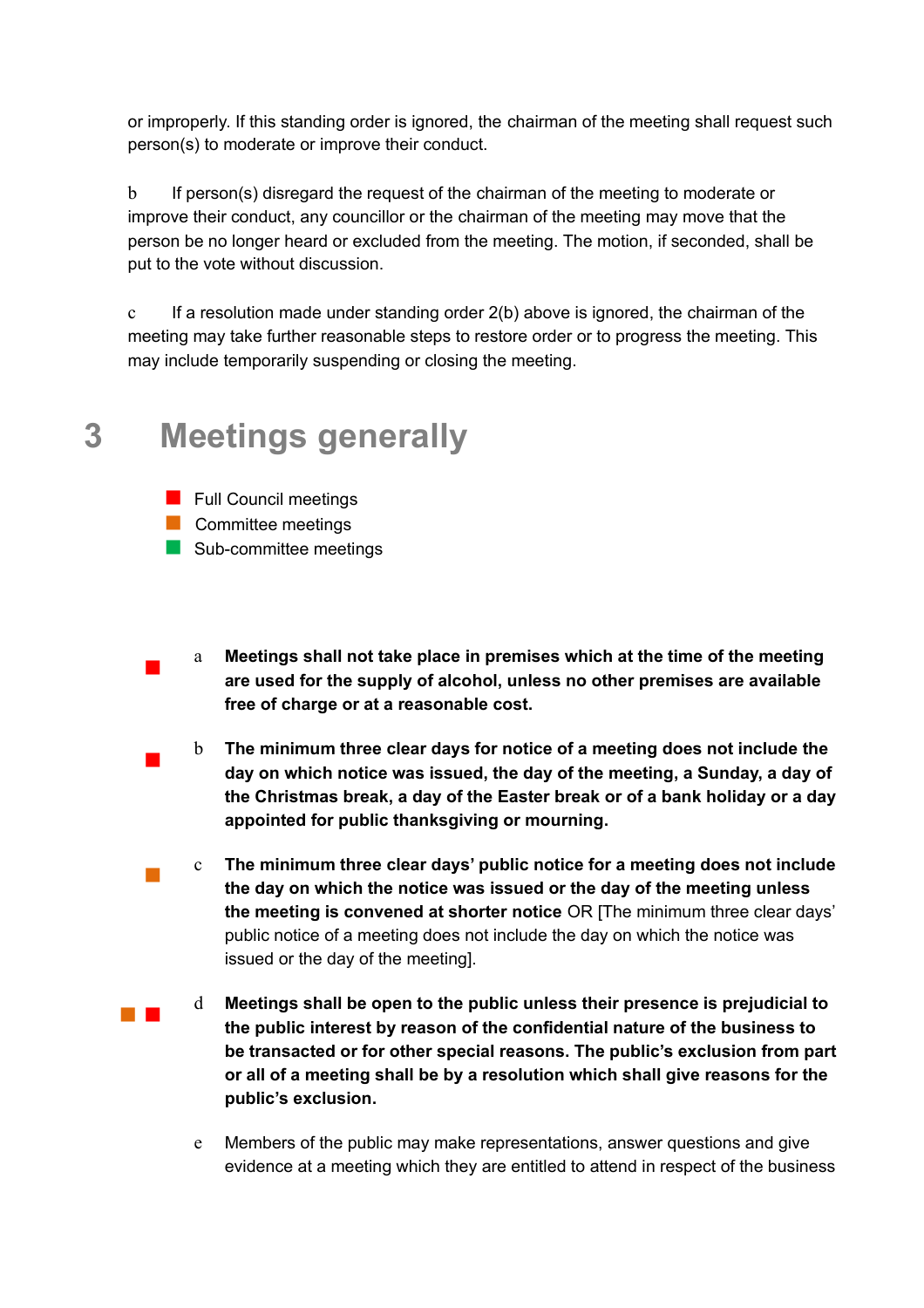or improperly. If this standing order is ignored, the chairman of the meeting shall request such person(s) to moderate or improve their conduct.

b If person(s) disregard the request of the chairman of the meeting to moderate or improve their conduct, any councillor or the chairman of the meeting may move that the person be no longer heard or excluded from the meeting. The motion, if seconded, shall be put to the vote without discussion.

c If a resolution made under standing order 2(b) above is ignored, the chairman of the meeting may take further reasonable steps to restore order or to progress the meeting. This may include temporarily suspending or closing the meeting.

# 3 Meetings generally

- ■ Full Council meetings
- ■ Committee meetings
- ■ Sub-committee meetings

■ a **Meetings shall not take place in premises which at the time of the meeting are used for the supply of alcohol, unless no other premises are available free of charge or at a reasonable cost.**

■ b **The minimum three clear days for notice of a meeting does not include the day on which notice was issued, the day of the meeting, a Sunday, a day of the Christmas break, a day of the Easter break or of a bank holiday or a day appointed for public thanksgiving or mourning.**

■ c **The minimum three clear days' public notice for a meeting does not include the day on which the notice was issued or the day of the meeting unless the meeting is convened at shorter notice** OR [The minimum three clear days' public notice of a meeting does not include the day on which the notice was issued or the day of the meeting].

■ ■ d **Meetings shall be open to the public unless their presence is prejudicial to the public interest by reason of the confidential nature of the business to be transacted or for other special reasons. The public's exclusion from part or all of a meeting shall be by a resolution which shall give reasons for the public's exclusion.**

e Members of the public may make representations, answer questions and give evidence at a meeting which they are entitled to attend in respect of the business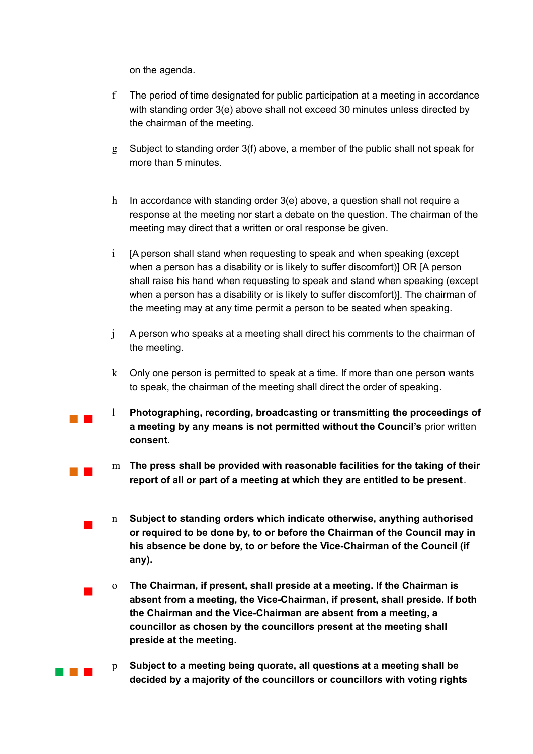on the agenda.

f The period of time designated for public participation at a meeting in accordance with standing order 3(e) above shall not exceed 30 minutes unless directed by the chairman of the meeting.

g Subject to standing order 3(f) above, a member of the public shall not speak for more than 5 minutes.

h In accordance with standing order 3(e) above, a question shall not require a response at the meeting nor start a debate on the question. The chairman of the meeting may direct that a written or oral response be given.

i [A person shall stand when requesting to speak and when speaking (except when a person has a disability or is likely to suffer discomfort)] OR [A person shall raise his hand when requesting to speak and stand when speaking (except when a person has a disability or is likely to suffer discomfort)]. The chairman of the meeting may at any time permit a person to be seated when speaking.

j A person who speaks at a meeting shall direct his comments to the chairman of the meeting.

k Only one person is permitted to speak at a time. If more than one person wants to speak, the chairman of the meeting shall direct the order of speaking.

l **Photographing, recording, broadcasting or transmitting the proceedings of a meeting by any means is not permitted without the Council's** prior written **consent**.

m **The press shall be provided with reasonable facilities for the taking of their report of all or part of a meeting at which they are entitled to be present**.

n **Subject to standing orders which indicate otherwise, anything authorised or required to be done by, to or before the Chairman of the Council may in his absence be done by, to or before the Vice-Chairman of the Council (if any).**

o **The Chairman, if present, shall preside at a meeting. If the Chairman is absent from a meeting, the Vice-Chairman, if present, shall preside. If both the Chairman and the Vice-Chairman are absent from a meeting, a councillor as chosen by the councillors present at the meeting shall preside at the meeting.**

p **Subject to a meeting being quorate, all questions at a meeting shall be decided by a majority of the councillors or councillors with voting rights**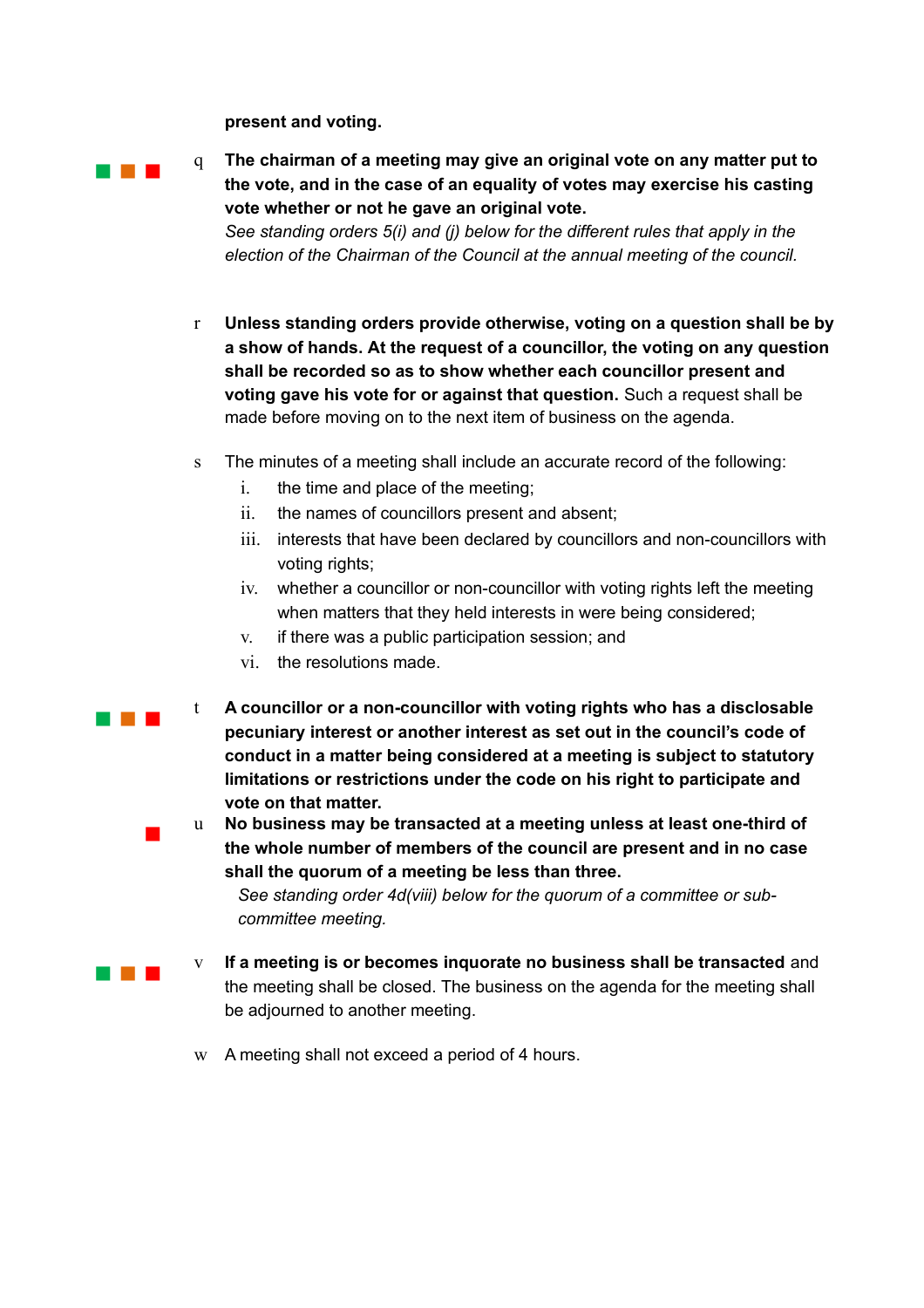**present and voting.**

q **The chairman of a meeting may give an original vote on any matter put to the vote, and in the case of an equality of votes may exercise his casting vote whether or not he gave an original vote.**
*See standing orders 5(i) and (j) below for the different rules that apply in the election of the Chairman of the Council at the annual meeting of the council.*

r **Unless standing orders provide otherwise, voting on a question shall be by a show of hands. At the request of a councillor, the voting on any question shall be recorded so as to show whether each councillor present and voting gave his vote for or against that question.** Such a request shall be made before moving on to the next item of business on the agenda.

s The minutes of a meeting shall include an accurate record of the following:
  1. the time and place of the meeting;
  2. the names of councillors present and absent;
  3. interests that have been declared by councillors and non-councillors with voting rights;
  4. whether a councillor or non-councillor with voting rights left the meeting when matters that they held interests in were being considered;
  5. if there was a public participation session; and
  6. the resolutions made.

t **A councillor or a non-councillor with voting rights who has a disclosable pecuniary interest or another interest as set out in the council's code of conduct in a matter being considered at a meeting is subject to statutory limitations or restrictions under the code on his right to participate and vote on that matter.**

u **No business may be transacted at a meeting unless at least one-third of the whole number of members of the council are present and in no case shall the quorum of a meeting be less than three.**
*See standing order 4d(viii) below for the quorum of a committee or sub-committee meeting.*

v **If a meeting is or becomes inquorate no business shall be transacted** and the meeting shall be closed. The business on the agenda for the meeting shall be adjourned to another meeting.

w A meeting shall not exceed a period of 4 hours.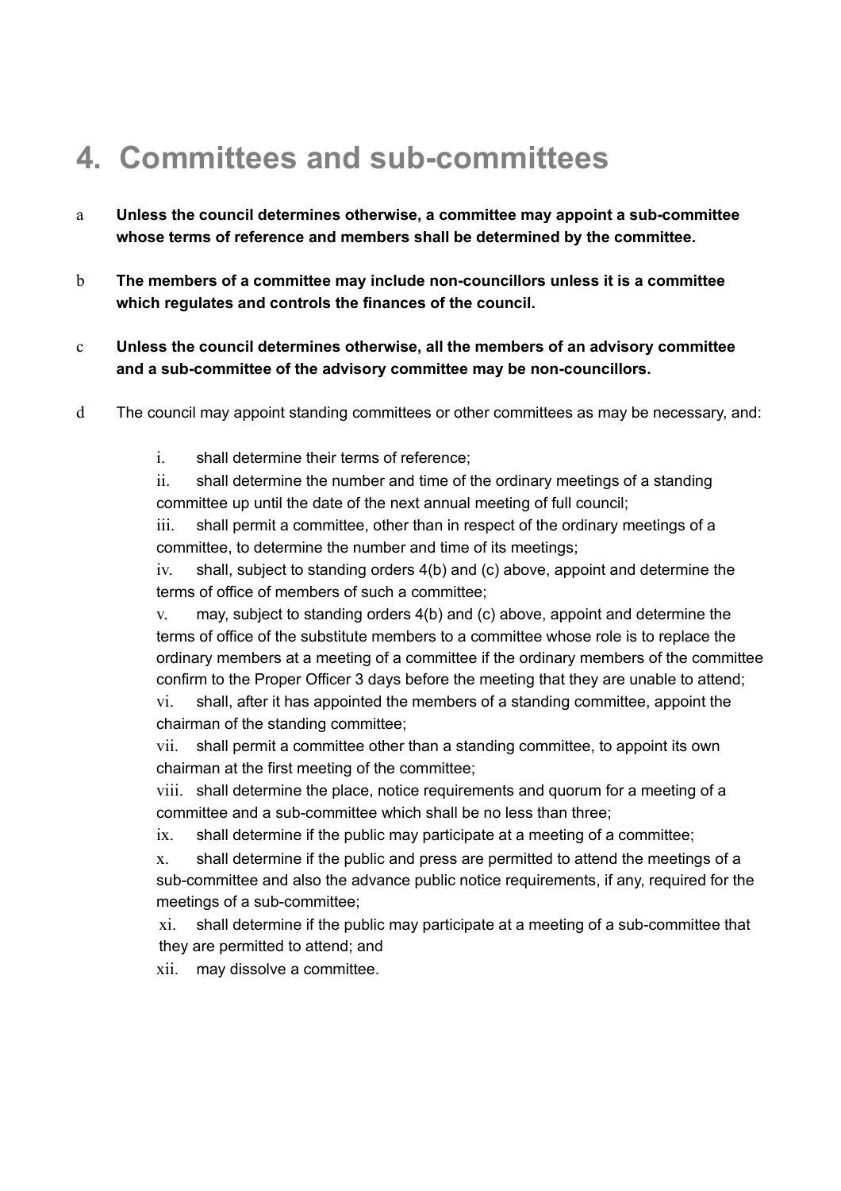# 4. Committees and sub-committees

a. **Unless the council determines otherwise, a committee may appoint a sub-committee whose terms of reference and members shall be determined by the committee.**

b. **The members of a committee may include non-councillors unless it is a committee which regulates and controls the finances of the council.**

c. **Unless the council determines otherwise, all the members of an advisory committee and a sub-committee of the advisory committee may be non-councillors.**

d. The council may appoint standing committees or other committees as may be necessary, and:

   i. shall determine their terms of reference;

   ii. shall determine the number and time of the ordinary meetings of a standing committee up until the date of the next annual meeting of full council;

   iii. shall permit a committee, other than in respect of the ordinary meetings of a committee, to determine the number and time of its meetings;

   iv. shall, subject to standing orders 4(b) and (c) above, appoint and determine the terms of office of members of such a committee;

   v. may, subject to standing orders 4(b) and (c) above, appoint and determine the terms of office of the substitute members to a committee whose role is to replace the ordinary members at a meeting of a committee if the ordinary members of the committee confirm to the Proper Officer 3 days before the meeting that they are unable to attend;

   vi. shall, after it has appointed the members of a standing committee, appoint the chairman of the standing committee;

   vii. shall permit a committee other than a standing committee, to appoint its own chairman at the first meeting of the committee;

   viii. shall determine the place, notice requirements and quorum for a meeting of a committee and a sub-committee which shall be no less than three;

   ix. shall determine if the public may participate at a meeting of a committee;

   x. shall determine if the public and press are permitted to attend the meetings of a sub-committee and also the advance public notice requirements, if any, required for the meetings of a sub-committee;

   xi. shall determine if the public may participate at a meeting of a sub-committee that they are permitted to attend; and

   xii. may dissolve a committee.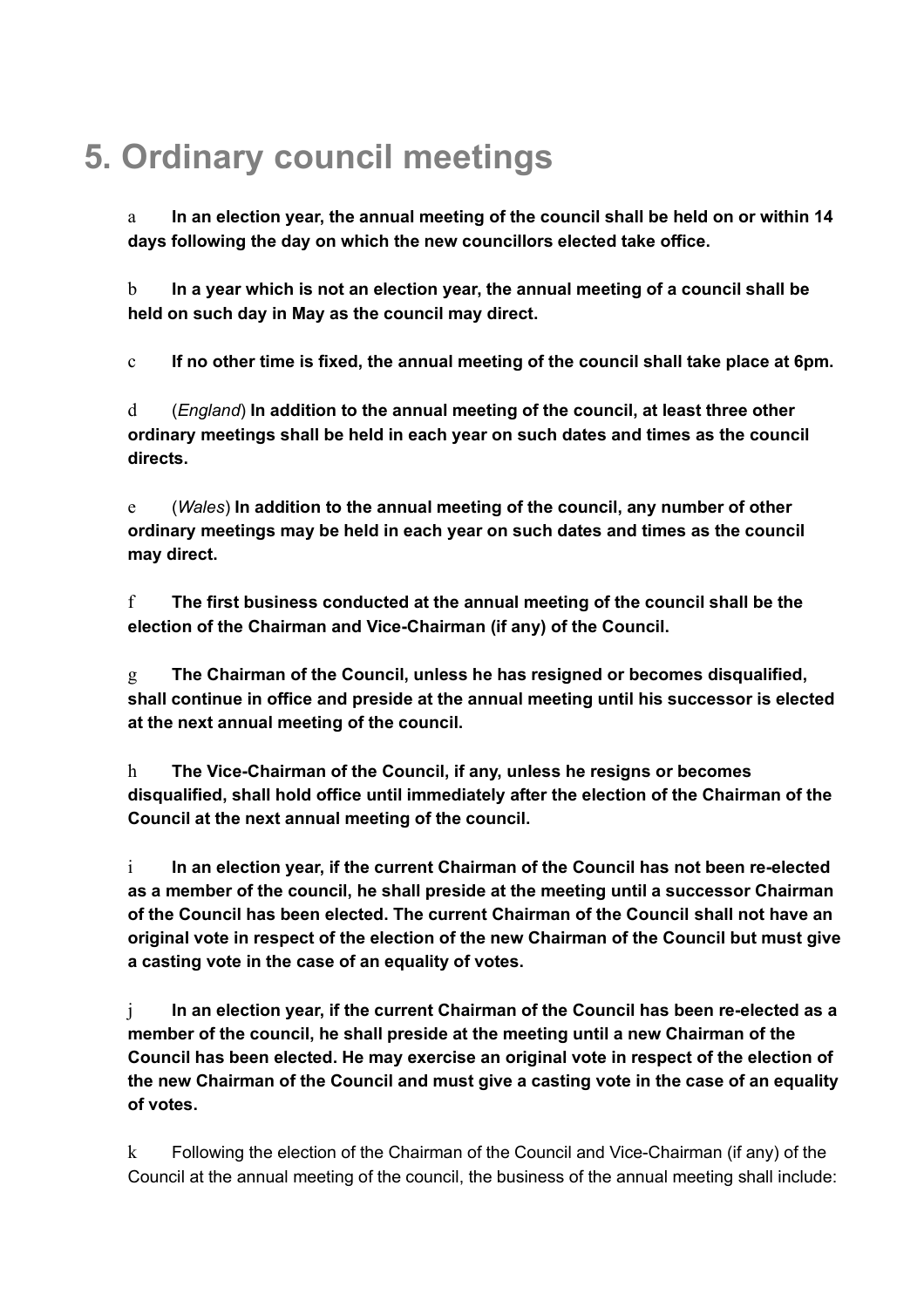# 5. Ordinary council meetings

a **In an election year, the annual meeting of the council shall be held on or within 14 days following the day on which the new councillors elected take office.**

b **In a year which is not an election year, the annual meeting of a council shall be held on such day in May as the council may direct.**

c **If no other time is fixed, the annual meeting of the council shall take place at 6pm.**

d (*England*) **In addition to the annual meeting of the council, at least three other ordinary meetings shall be held in each year on such dates and times as the council directs.**

e (*Wales*) **In addition to the annual meeting of the council, any number of other ordinary meetings may be held in each year on such dates and times as the council may direct.**

f **The first business conducted at the annual meeting of the council shall be the election of the Chairman and Vice-Chairman (if any) of the Council.**

g **The Chairman of the Council, unless he has resigned or becomes disqualified, shall continue in office and preside at the annual meeting until his successor is elected at the next annual meeting of the council.**

h **The Vice-Chairman of the Council, if any, unless he resigns or becomes disqualified, shall hold office until immediately after the election of the Chairman of the Council at the next annual meeting of the council.**

i **In an election year, if the current Chairman of the Council has not been re-elected as a member of the council, he shall preside at the meeting until a successor Chairman of the Council has been elected. The current Chairman of the Council shall not have an original vote in respect of the election of the new Chairman of the Council but must give a casting vote in the case of an equality of votes.**

j **In an election year, if the current Chairman of the Council has been re-elected as a member of the council, he shall preside at the meeting until a new Chairman of the Council has been elected. He may exercise an original vote in respect of the election of the new Chairman of the Council and must give a casting vote in the case of an equality of votes.**

k Following the election of the Chairman of the Council and Vice-Chairman (if any) of the Council at the annual meeting of the council, the business of the annual meeting shall include: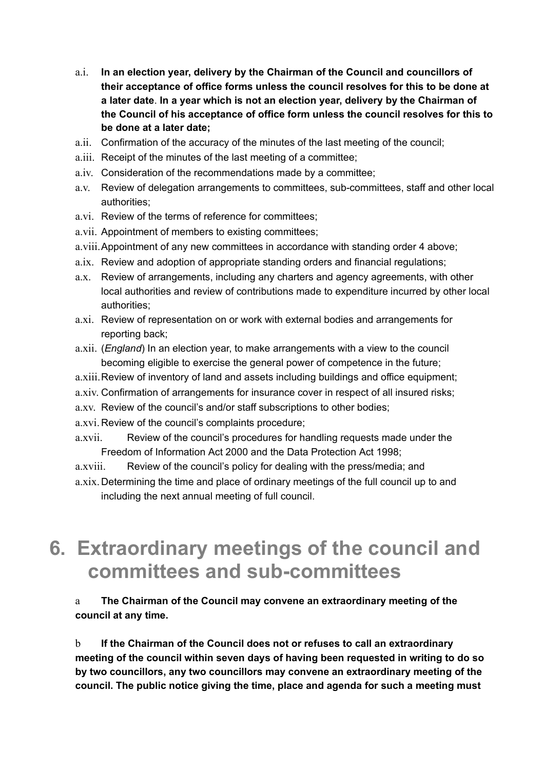a.i. **In an election year, delivery by the Chairman of the Council and councillors of their acceptance of office forms unless the council resolves for this to be done at a later date**. **In a year which is not an election year, delivery by the Chairman of the Council of his acceptance of office form unless the council resolves for this to be done at a later date;**

a.ii. Confirmation of the accuracy of the minutes of the last meeting of the council;

a.iii. Receipt of the minutes of the last meeting of a committee;

a.iv. Consideration of the recommendations made by a committee;

a.v. Review of delegation arrangements to committees, sub-committees, staff and other local authorities;

a.vi. Review of the terms of reference for committees;

a.vii. Appointment of members to existing committees;

a.viii. Appointment of any new committees in accordance with standing order 4 above;

a.ix. Review and adoption of appropriate standing orders and financial regulations;

a.x. Review of arrangements, including any charters and agency agreements, with other local authorities and review of contributions made to expenditure incurred by other local authorities;

a.xi. Review of representation on or work with external bodies and arrangements for reporting back;

a.xii. (*England*) In an election year, to make arrangements with a view to the council becoming eligible to exercise the general power of competence in the future;

a.xiii. Review of inventory of land and assets including buildings and office equipment;

a.xiv. Confirmation of arrangements for insurance cover in respect of all insured risks;

a.xv. Review of the council's and/or staff subscriptions to other bodies;

a.xvi. Review of the council's complaints procedure;

a.xvii. Review of the council's procedures for handling requests made under the Freedom of Information Act 2000 and the Data Protection Act 1998;

a.xviii. Review of the council's policy for dealing with the press/media; and

a.xix. Determining the time and place of ordinary meetings of the full council up to and including the next annual meeting of full council.

# 6. Extraordinary meetings of the council and committees and sub-committees

a **The Chairman of the Council may convene an extraordinary meeting of the council at any time.**

b **If the Chairman of the Council does not or refuses to call an extraordinary meeting of the council within seven days of having been requested in writing to do so by two councillors, any two councillors may convene an extraordinary meeting of the council. The public notice giving the time, place and agenda for such a meeting must**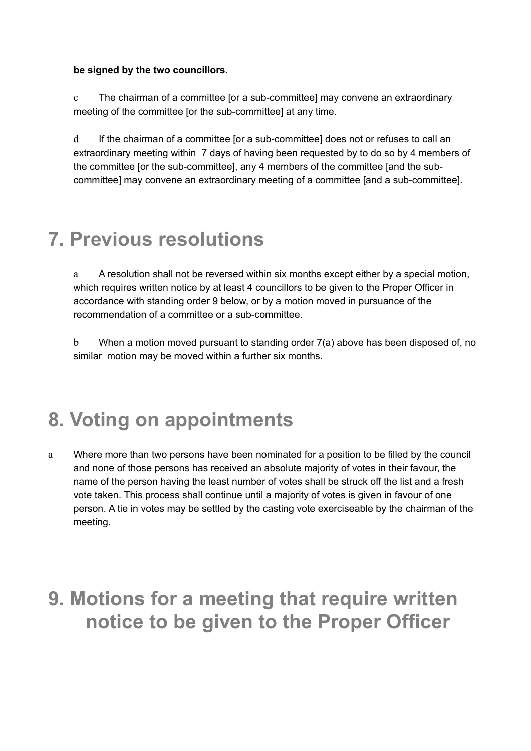**be signed by the two councillors.**

c The chairman of a committee [or a sub-committee] may convene an extraordinary meeting of the committee [or the sub-committee] at any time.

d If the chairman of a committee [or a sub-committee] does not or refuses to call an extraordinary meeting within 7 days of having been requested by to do so by 4 members of the committee [or the sub-committee], any 4 members of the committee [and the sub-committee] may convene an extraordinary meeting of a committee [and a sub-committee].

# 7. Previous resolutions

a A resolution shall not be reversed within six months except either by a special motion, which requires written notice by at least 4 councillors to be given to the Proper Officer in accordance with standing order 9 below, or by a motion moved in pursuance of the recommendation of a committee or a sub-committee.

b When a motion moved pursuant to standing order 7(a) above has been disposed of, no similar motion may be moved within a further six months.

# 8. Voting on appointments

a Where more than two persons have been nominated for a position to be filled by the council and none of those persons has received an absolute majority of votes in their favour, the name of the person having the least number of votes shall be struck off the list and a fresh vote taken. This process shall continue until a majority of votes is given in favour of one person. A tie in votes may be settled by the casting vote exerciseable by the chairman of the meeting.

# 9. Motions for a meeting that require written notice to be given to the Proper Officer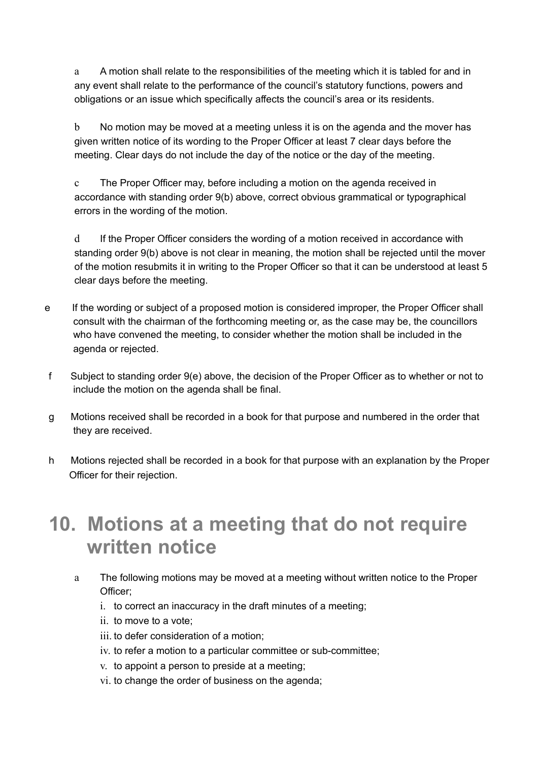a	A motion shall relate to the responsibilities of the meeting which it is tabled for and in any event shall relate to the performance of the council's statutory functions, powers and obligations or an issue which specifically affects the council's area or its residents.

b	No motion may be moved at a meeting unless it is on the agenda and the mover has given written notice of its wording to the Proper Officer at least 7 clear days before the meeting. Clear days do not include the day of the notice or the day of the meeting.

c	The Proper Officer may, before including a motion on the agenda received in accordance with standing order 9(b) above, correct obvious grammatical or typographical errors in the wording of the motion.

d	If the Proper Officer considers the wording of a motion received in accordance with standing order 9(b) above is not clear in meaning, the motion shall be rejected until the mover of the motion resubmits it in writing to the Proper Officer so that it can be understood at least 5 clear days before the meeting.

e	If the wording or subject of a proposed motion is considered improper, the Proper Officer shall consult with the chairman of the forthcoming meeting or, as the case may be, the councillors who have convened the meeting, to consider whether the motion shall be included in the agenda or rejected.

f	Subject to standing order 9(e) above, the decision of the Proper Officer as to whether or not to include the motion on the agenda shall be final.

g	Motions received shall be recorded in a book for that purpose and numbered in the order that they are received.

h	Motions rejected shall be recorded in a book for that purpose with an explanation by the Proper Officer for their rejection.

## 10. Motions at a meeting that do not require written notice

a	The following motions may be moved at a meeting without written notice to the Proper Officer;

i. to correct an inaccuracy in the draft minutes of a meeting;
ii. to move to a vote;
iii. to defer consideration of a motion;
iv. to refer a motion to a particular committee or sub-committee;
v. to appoint a person to preside at a meeting;
vi. to change the order of business on the agenda;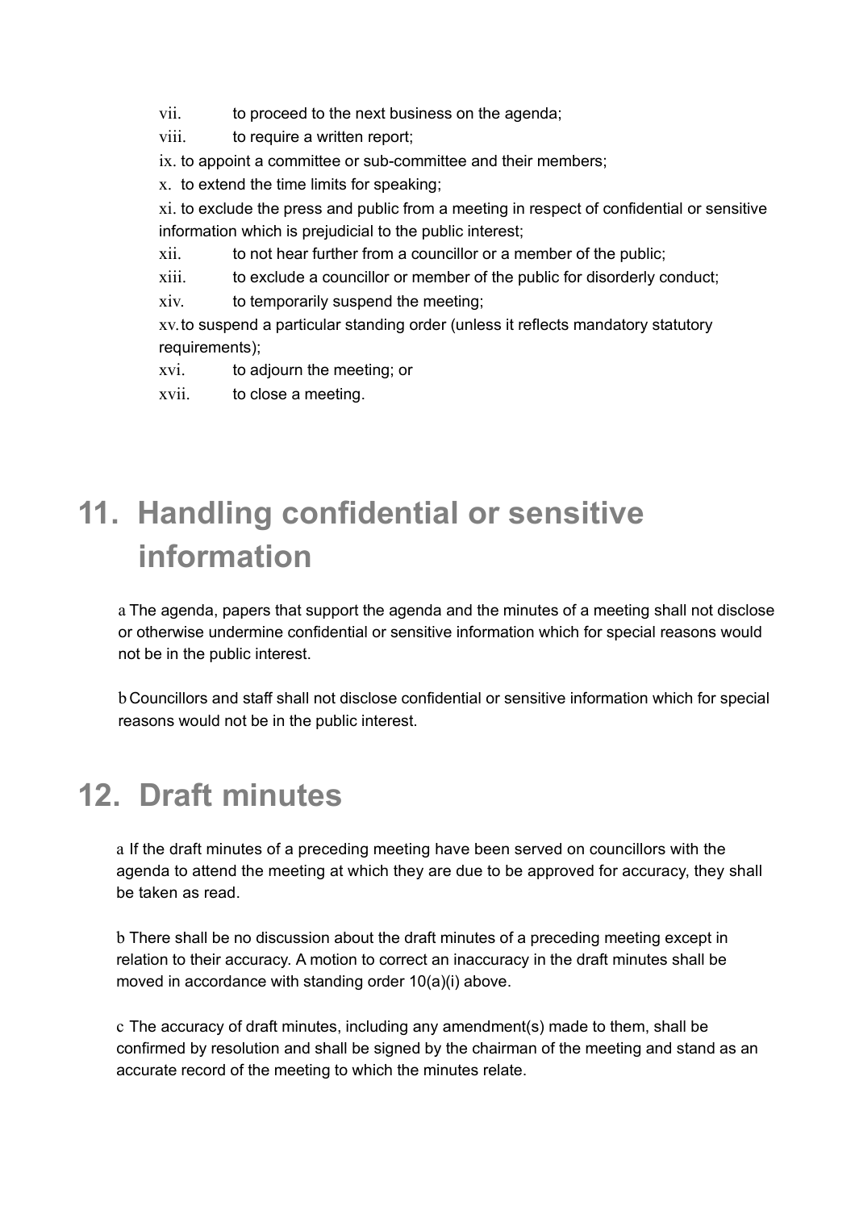vii. to proceed to the next business on the agenda;

viii. to require a written report;

ix. to appoint a committee or sub-committee and their members;

x. to extend the time limits for speaking;

xi. to exclude the press and public from a meeting in respect of confidential or sensitive information which is prejudicial to the public interest;

xii. to not hear further from a councillor or a member of the public;

xiii. to exclude a councillor or member of the public for disorderly conduct;

xiv. to temporarily suspend the meeting;

xv. to suspend a particular standing order (unless it reflects mandatory statutory requirements);

xvi. to adjourn the meeting; or

xvii. to close a meeting.

# 11. Handling confidential or sensitive information

a The agenda, papers that support the agenda and the minutes of a meeting shall not disclose or otherwise undermine confidential or sensitive information which for special reasons would not be in the public interest.

b Councillors and staff shall not disclose confidential or sensitive information which for special reasons would not be in the public interest.

# 12. Draft minutes

a If the draft minutes of a preceding meeting have been served on councillors with the agenda to attend the meeting at which they are due to be approved for accuracy, they shall be taken as read.

b There shall be no discussion about the draft minutes of a preceding meeting except in relation to their accuracy. A motion to correct an inaccuracy in the draft minutes shall be moved in accordance with standing order 10(a)(i) above.

c The accuracy of draft minutes, including any amendment(s) made to them, shall be confirmed by resolution and shall be signed by the chairman of the meeting and stand as an accurate record of the meeting to which the minutes relate.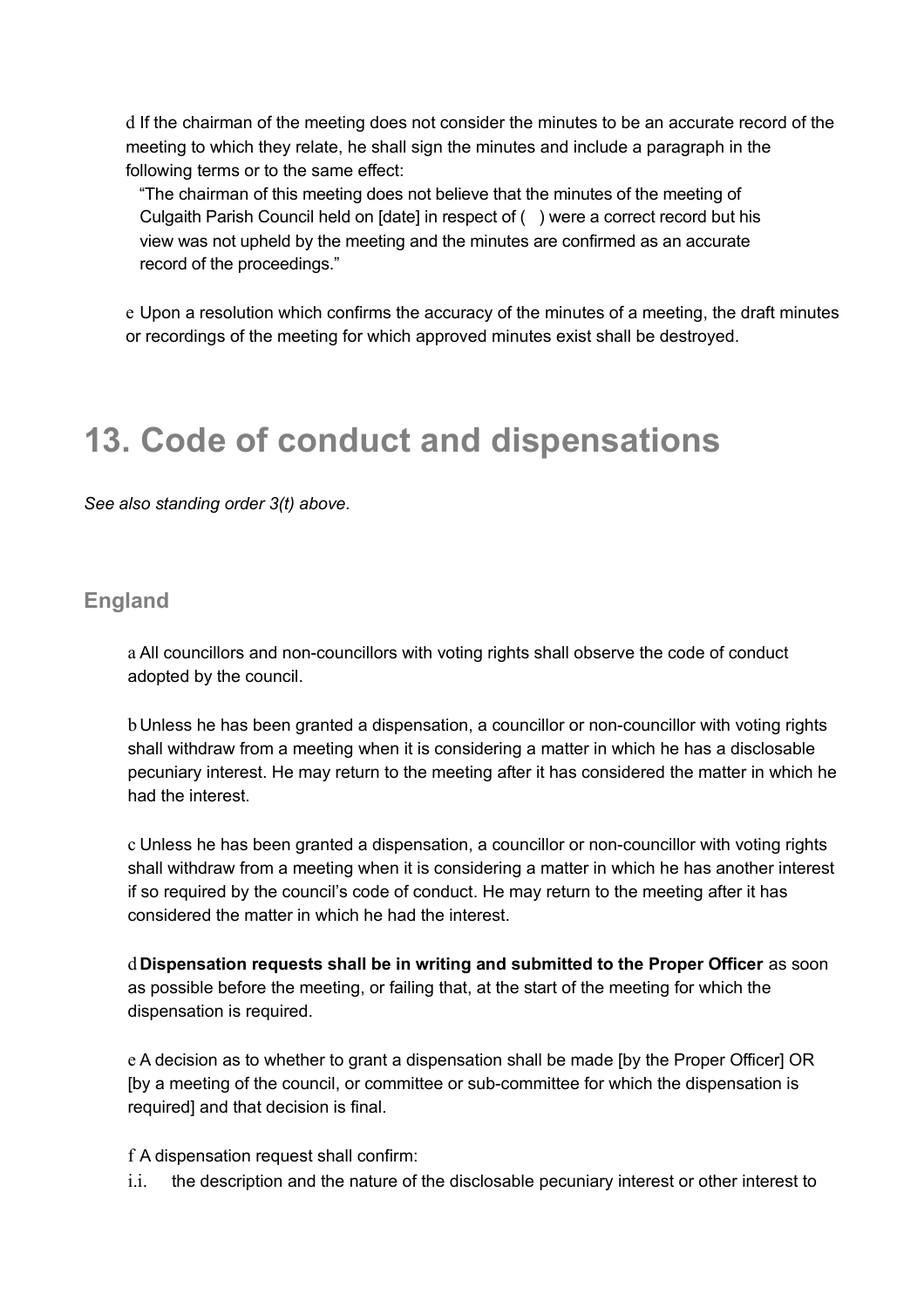d If the chairman of the meeting does not consider the minutes to be an accurate record of the meeting to which they relate, he shall sign the minutes and include a paragraph in the following terms or to the same effect:

> "The chairman of this meeting does not believe that the minutes of the meeting of Culgaith Parish Council held on [date] in respect of ( ) were a correct record but his view was not upheld by the meeting and the minutes are confirmed as an accurate record of the proceedings."

e Upon a resolution which confirms the accuracy of the minutes of a meeting, the draft minutes or recordings of the meeting for which approved minutes exist shall be destroyed.

# 13. Code of conduct and dispensations

*See also standing order 3(t) above.*

## England

a All councillors and non-councillors with voting rights shall observe the code of conduct adopted by the council.

b Unless he has been granted a dispensation, a councillor or non-councillor with voting rights shall withdraw from a meeting when it is considering a matter in which he has a disclosable pecuniary interest. He may return to the meeting after it has considered the matter in which he had the interest.

c Unless he has been granted a dispensation, a councillor or non-councillor with voting rights shall withdraw from a meeting when it is considering a matter in which he has another interest if so required by the council's code of conduct. He may return to the meeting after it has considered the matter in which he had the interest.

d **Dispensation requests shall be in writing and submitted to the Proper Officer** as soon as possible before the meeting, or failing that, at the start of the meeting for which the dispensation is required.

e A decision as to whether to grant a dispensation shall be made [by the Proper Officer] OR [by a meeting of the council, or committee or sub-committee for which the dispensation is required] and that decision is final.

f A dispensation request shall confirm:

i.i. the description and the nature of the disclosable pecuniary interest or other interest to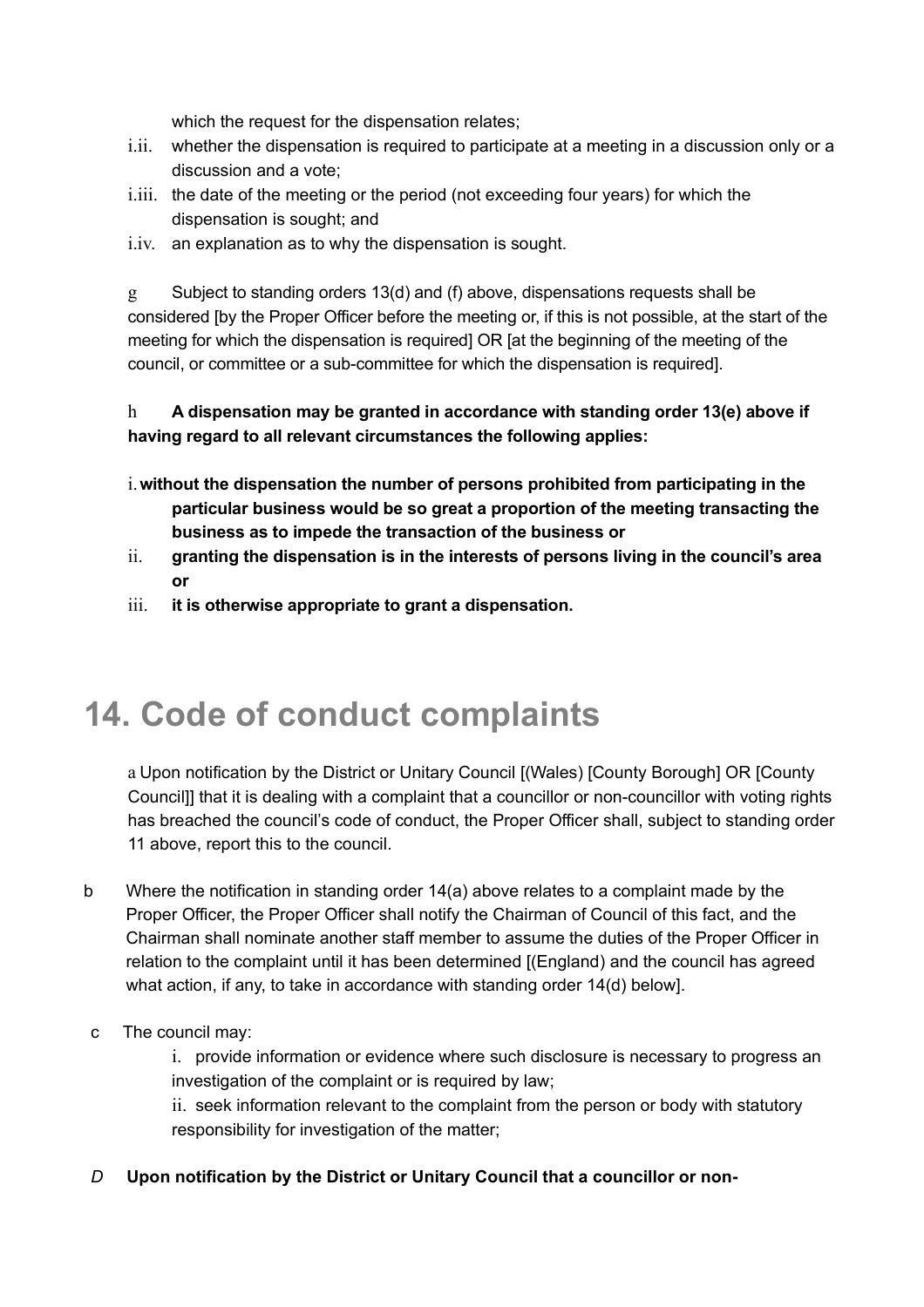which the request for the dispensation relates;

i.ii. whether the dispensation is required to participate at a meeting in a discussion only or a discussion and a vote;

i.iii. the date of the meeting or the period (not exceeding four years) for which the dispensation is sought; and

i.iv. an explanation as to why the dispensation is sought.

g Subject to standing orders 13(d) and (f) above, dispensations requests shall be considered [by the Proper Officer before the meeting or, if this is not possible, at the start of the meeting for which the dispensation is required] OR [at the beginning of the meeting of the council, or committee or a sub-committee for which the dispensation is required].

h **A dispensation may be granted in accordance with standing order 13(e) above if having regard to all relevant circumstances the following applies:**

i. **without the dispensation the number of persons prohibited from participating in the particular business would be so great a proportion of the meeting transacting the business as to impede the transaction of the business or**

ii. **granting the dispensation is in the interests of persons living in the council's area or**

iii. **it is otherwise appropriate to grant a dispensation.**

# 14. Code of conduct complaints

a Upon notification by the District or Unitary Council [(Wales) [County Borough] OR [County Council]] that it is dealing with a complaint that a councillor or non-councillor with voting rights has breached the council's code of conduct, the Proper Officer shall, subject to standing order 11 above, report this to the council.

b Where the notification in standing order 14(a) above relates to a complaint made by the Proper Officer, the Proper Officer shall notify the Chairman of Council of this fact, and the Chairman shall nominate another staff member to assume the duties of the Proper Officer in relation to the complaint until it has been determined [(England) and the council has agreed what action, if any, to take in accordance with standing order 14(d) below].

c The council may:

i. provide information or evidence where such disclosure is necessary to progress an investigation of the complaint or is required by law;

ii. seek information relevant to the complaint from the person or body with statutory responsibility for investigation of the matter;

*D* **Upon notification by the District or Unitary Council that a councillor or non-**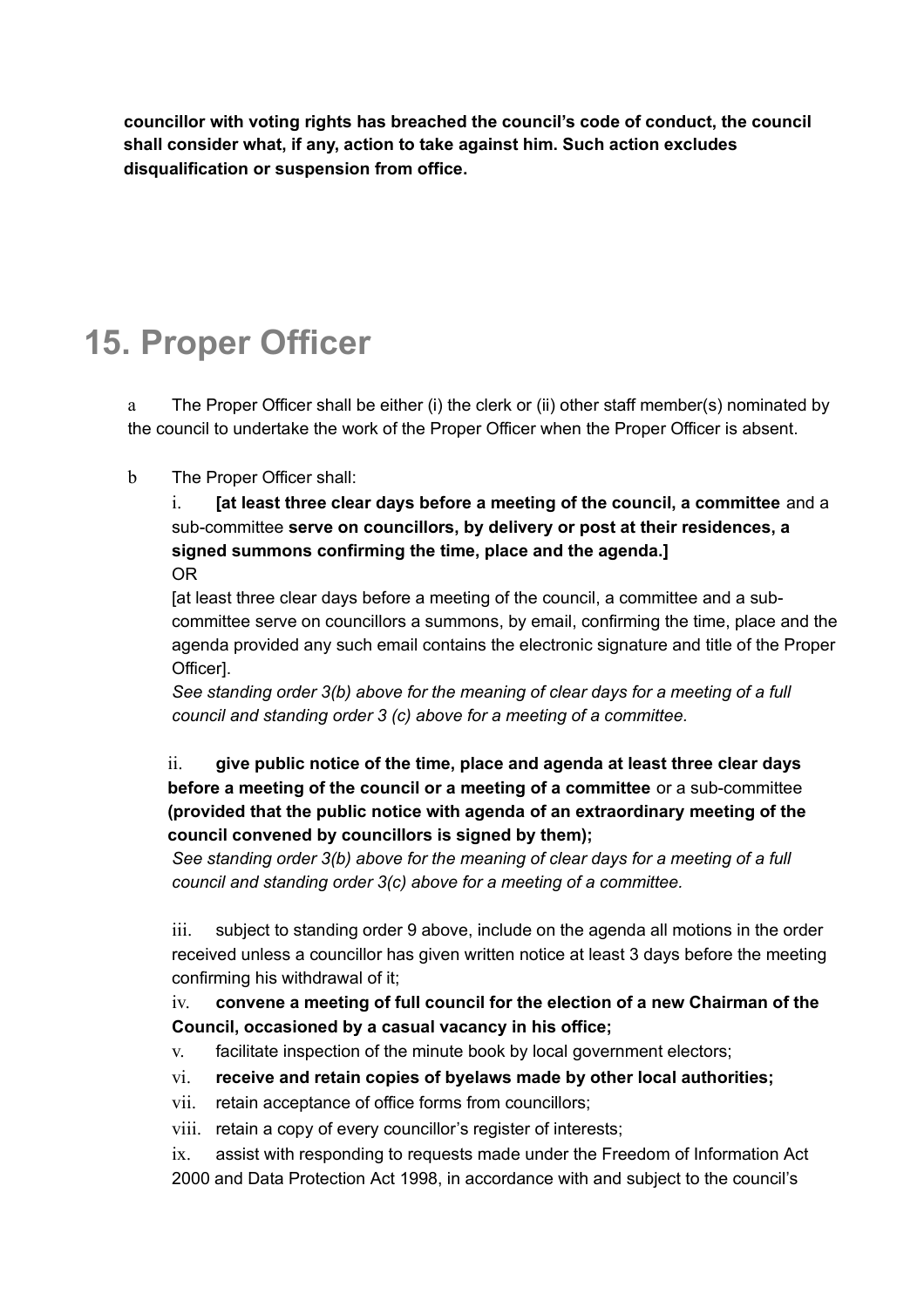**councillor with voting rights has breached the council's code of conduct, the council shall consider what, if any, action to take against him. Such action excludes disqualification or suspension from office.**

# 15. Proper Officer

a The Proper Officer shall be either (i) the clerk or (ii) other staff member(s) nominated by the council to undertake the work of the Proper Officer when the Proper Officer is absent.

b The Proper Officer shall:

i. **[at least three clear days before a meeting of the council, a committee** and a sub-committee **serve on councillors, by delivery or post at their residences, a signed summons confirming the time, place and the agenda.]**
OR
[at least three clear days before a meeting of the council, a committee and a sub-committee serve on councillors a summons, by email, confirming the time, place and the agenda provided any such email contains the electronic signature and title of the Proper Officer].
*See standing order 3(b) above for the meaning of clear days for a meeting of a full council and standing order 3 (c) above for a meeting of a committee.*

ii. **give public notice of the time, place and agenda at least three clear days before a meeting of the council or a meeting of a committee** or a sub-committee **(provided that the public notice with agenda of an extraordinary meeting of the council convened by councillors is signed by them);**
*See standing order 3(b) above for the meaning of clear days for a meeting of a full council and standing order 3(c) above for a meeting of a committee.*

iii. subject to standing order 9 above, include on the agenda all motions in the order received unless a councillor has given written notice at least 3 days before the meeting confirming his withdrawal of it;

iv. **convene a meeting of full council for the election of a new Chairman of the Council, occasioned by a casual vacancy in his office;**

v. facilitate inspection of the minute book by local government electors;

vi. **receive and retain copies of byelaws made by other local authorities;**

vii. retain acceptance of office forms from councillors;

viii. retain a copy of every councillor's register of interests;

ix. assist with responding to requests made under the Freedom of Information Act 2000 and Data Protection Act 1998, in accordance with and subject to the council's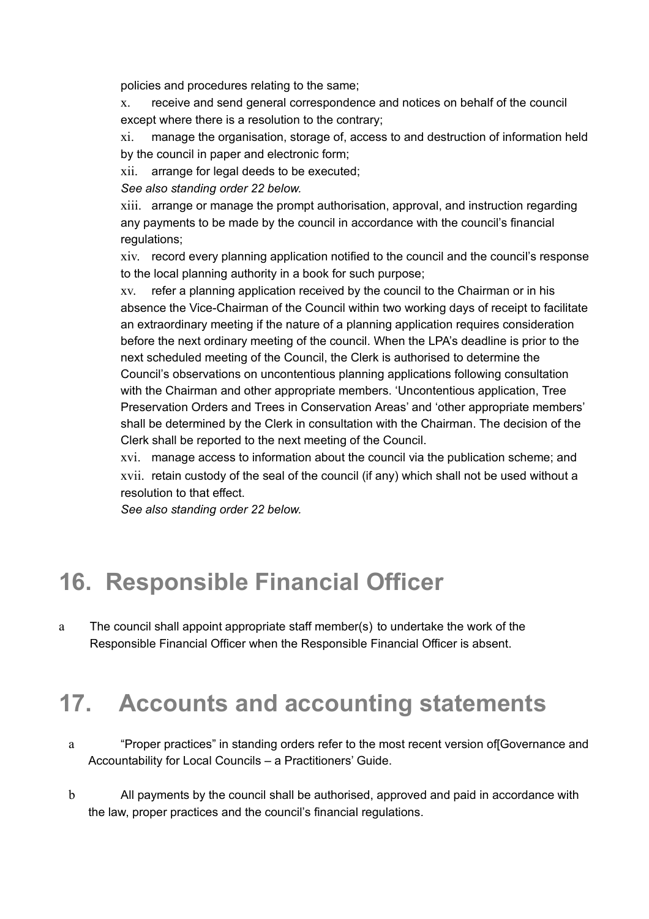policies and procedures relating to the same;

x. receive and send general correspondence and notices on behalf of the council except where there is a resolution to the contrary;

xi. manage the organisation, storage of, access to and destruction of information held by the council in paper and electronic form;

xii. arrange for legal deeds to be executed;

*See also standing order 22 below.*

xiii. arrange or manage the prompt authorisation, approval, and instruction regarding any payments to be made by the council in accordance with the council's financial regulations;

xiv. record every planning application notified to the council and the council's response to the local planning authority in a book for such purpose;

xv. refer a planning application received by the council to the Chairman or in his absence the Vice-Chairman of the Council within two working days of receipt to facilitate an extraordinary meeting if the nature of a planning application requires consideration before the next ordinary meeting of the council. When the LPA's deadline is prior to the next scheduled meeting of the Council, the Clerk is authorised to determine the Council's observations on uncontentious planning applications following consultation with the Chairman and other appropriate members. 'Uncontentious application, Tree Preservation Orders and Trees in Conservation Areas' and 'other appropriate members' shall be determined by the Clerk in consultation with the Chairman. The decision of the Clerk shall be reported to the next meeting of the Council.

xvi. manage access to information about the council via the publication scheme; and

xvii. retain custody of the seal of the council (if any) which shall not be used without a resolution to that effect.

*See also standing order 22 below.*

# 16. Responsible Financial Officer

a The council shall appoint appropriate staff member(s) to undertake the work of the Responsible Financial Officer when the Responsible Financial Officer is absent.

# 17. Accounts and accounting statements

a "Proper practices" in standing orders refer to the most recent version of[Governance and Accountability for Local Councils – a Practitioners' Guide.

b All payments by the council shall be authorised, approved and paid in accordance with the law, proper practices and the council's financial regulations.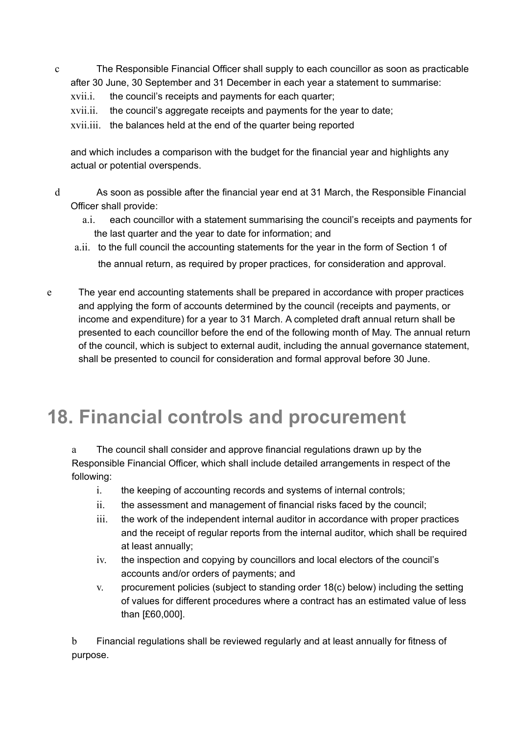c The Responsible Financial Officer shall supply to each councillor as soon as practicable after 30 June, 30 September and 31 December in each year a statement to summarise:

xvii.i. the council's receipts and payments for each quarter;

xvii.ii. the council's aggregate receipts and payments for the year to date;

xvii.iii. the balances held at the end of the quarter being reported

and which includes a comparison with the budget for the financial year and highlights any actual or potential overspends.

d As soon as possible after the financial year end at 31 March, the Responsible Financial Officer shall provide:

a.i. each councillor with a statement summarising the council's receipts and payments for the last quarter and the year to date for information; and

a.ii. to the full council the accounting statements for the year in the form of Section 1 of the annual return, as required by proper practices, for consideration and approval.

e The year end accounting statements shall be prepared in accordance with proper practices and applying the form of accounts determined by the council (receipts and payments, or income and expenditure) for a year to 31 March. A completed draft annual return shall be presented to each councillor before the end of the following month of May. The annual return of the council, which is subject to external audit, including the annual governance statement, shall be presented to council for consideration and formal approval before 30 June.

# 18. Financial controls and procurement

a The council shall consider and approve financial regulations drawn up by the Responsible Financial Officer, which shall include detailed arrangements in respect of the following:

i. the keeping of accounting records and systems of internal controls;

ii. the assessment and management of financial risks faced by the council;

iii. the work of the independent internal auditor in accordance with proper practices and the receipt of regular reports from the internal auditor, which shall be required at least annually;

iv. the inspection and copying by councillors and local electors of the council's accounts and/or orders of payments; and

v. procurement policies (subject to standing order 18(c) below) including the setting of values for different procedures where a contract has an estimated value of less than [£60,000].

b Financial regulations shall be reviewed regularly and at least annually for fitness of purpose.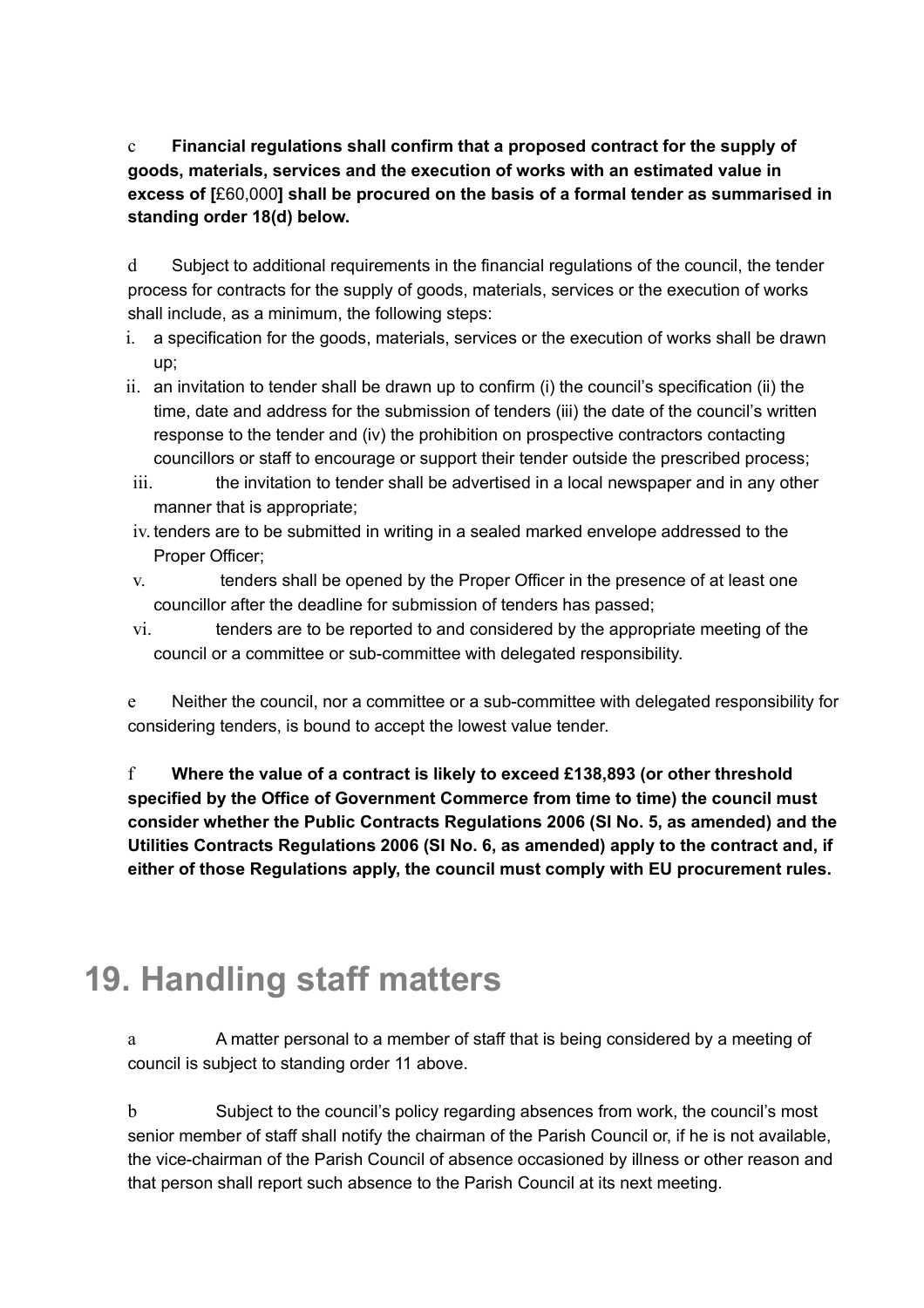c **Financial regulations shall confirm that a proposed contract for the supply of goods, materials, services and the execution of works with an estimated value in excess of [**£60,000**] shall be procured on the basis of a formal tender as summarised in standing order 18(d) below.**

d Subject to additional requirements in the financial regulations of the council, the tender process for contracts for the supply of goods, materials, services or the execution of works shall include, as a minimum, the following steps:

i. a specification for the goods, materials, services or the execution of works shall be drawn up;
ii. an invitation to tender shall be drawn up to confirm (i) the council's specification (ii) the time, date and address for the submission of tenders (iii) the date of the council's written response to the tender and (iv) the prohibition on prospective contractors contacting councillors or staff to encourage or support their tender outside the prescribed process;
iii. the invitation to tender shall be advertised in a local newspaper and in any other manner that is appropriate;
iv. tenders are to be submitted in writing in a sealed marked envelope addressed to the Proper Officer;
v. tenders shall be opened by the Proper Officer in the presence of at least one councillor after the deadline for submission of tenders has passed;
vi. tenders are to be reported to and considered by the appropriate meeting of the council or a committee or sub-committee with delegated responsibility.

e Neither the council, nor a committee or a sub-committee with delegated responsibility for considering tenders, is bound to accept the lowest value tender.

f **Where the value of a contract is likely to exceed £138,893 (or other threshold specified by the Office of Government Commerce from time to time) the council must consider whether the Public Contracts Regulations 2006 (SI No. 5, as amended) and the Utilities Contracts Regulations 2006 (SI No. 6, as amended) apply to the contract and, if either of those Regulations apply, the council must comply with EU procurement rules.**

# 19. Handling staff matters

a A matter personal to a member of staff that is being considered by a meeting of council is subject to standing order 11 above.

b Subject to the council's policy regarding absences from work, the council's most senior member of staff shall notify the chairman of the Parish Council or, if he is not available, the vice-chairman of the Parish Council of absence occasioned by illness or other reason and that person shall report such absence to the Parish Council at its next meeting.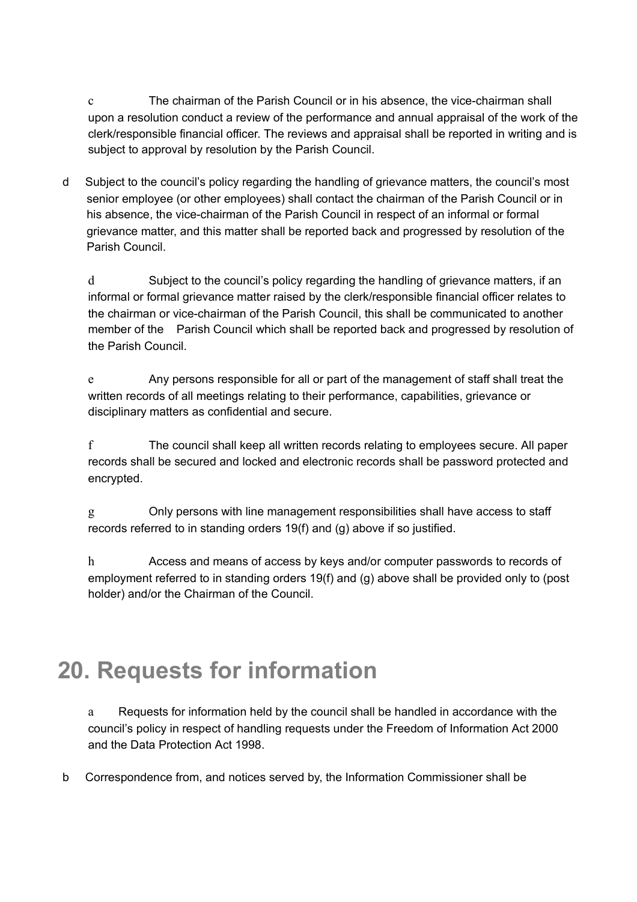c The chairman of the Parish Council or in his absence, the vice-chairman shall upon a resolution conduct a review of the performance and annual appraisal of the work of the clerk/responsible financial officer. The reviews and appraisal shall be reported in writing and is subject to approval by resolution by the Parish Council.

d Subject to the council's policy regarding the handling of grievance matters, the council's most senior employee (or other employees) shall contact the chairman of the Parish Council or in his absence, the vice-chairman of the Parish Council in respect of an informal or formal grievance matter, and this matter shall be reported back and progressed by resolution of the Parish Council.

d Subject to the council's policy regarding the handling of grievance matters, if an informal or formal grievance matter raised by the clerk/responsible financial officer relates to the chairman or vice-chairman of the Parish Council, this shall be communicated to another member of the Parish Council which shall be reported back and progressed by resolution of the Parish Council.

e Any persons responsible for all or part of the management of staff shall treat the written records of all meetings relating to their performance, capabilities, grievance or disciplinary matters as confidential and secure.

f The council shall keep all written records relating to employees secure. All paper records shall be secured and locked and electronic records shall be password protected and encrypted.

g Only persons with line management responsibilities shall have access to staff records referred to in standing orders 19(f) and (g) above if so justified.

h Access and means of access by keys and/or computer passwords to records of employment referred to in standing orders 19(f) and (g) above shall be provided only to (post holder) and/or the Chairman of the Council.

# 20. Requests for information

a Requests for information held by the council shall be handled in accordance with the council's policy in respect of handling requests under the Freedom of Information Act 2000 and the Data Protection Act 1998.

b Correspondence from, and notices served by, the Information Commissioner shall be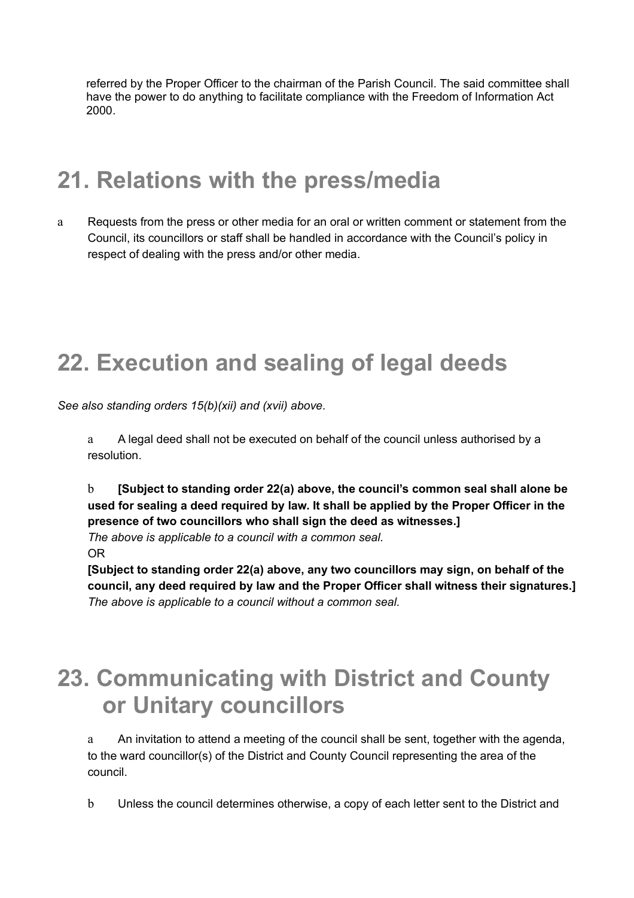referred by the Proper Officer to the chairman of the Parish Council. The said committee shall have the power to do anything to facilitate compliance with the Freedom of Information Act 2000.

# 21. Relations with the press/media

a Requests from the press or other media for an oral or written comment or statement from the Council, its councillors or staff shall be handled in accordance with the Council's policy in respect of dealing with the press and/or other media.

# 22. Execution and sealing of legal deeds

*See also standing orders 15(b)(xii) and (xvii) above.*

a A legal deed shall not be executed on behalf of the council unless authorised by a resolution.

b **[Subject to standing order 22(a) above, the council's common seal shall alone be used for sealing a deed required by law. It shall be applied by the Proper Officer in the presence of two councillors who shall sign the deed as witnesses.]**

*The above is applicable to a council with a common seal.*

OR

**[Subject to standing order 22(a) above, any two councillors may sign, on behalf of the council, any deed required by law and the Proper Officer shall witness their signatures.]**

*The above is applicable to a council without a common seal.*

# 23. Communicating with District and County or Unitary councillors

a An invitation to attend a meeting of the council shall be sent, together with the agenda, to the ward councillor(s) of the District and County Council representing the area of the council.

b Unless the council determines otherwise, a copy of each letter sent to the District and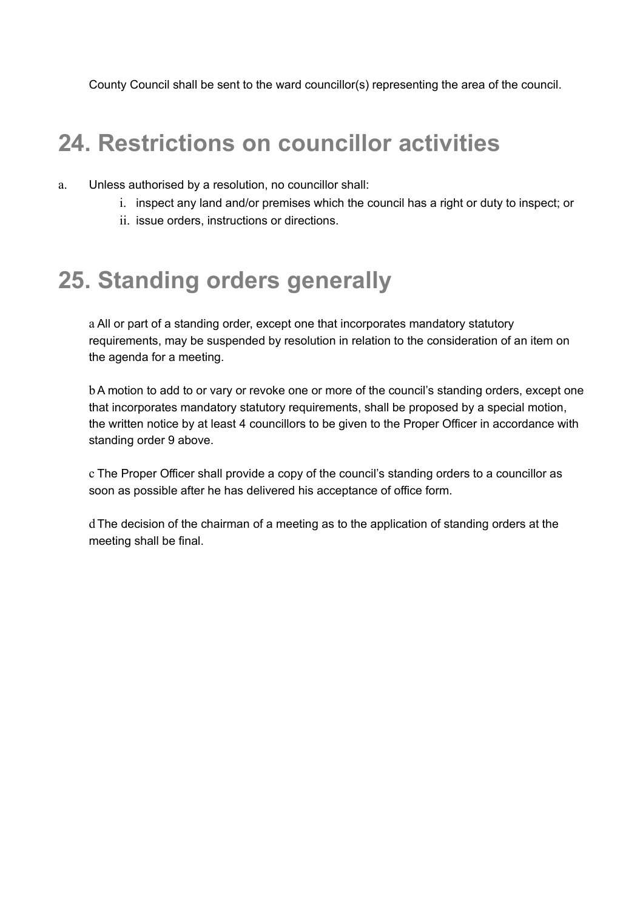County Council shall be sent to the ward councillor(s) representing the area of the council.

# 24. Restrictions on councillor activities

a. Unless authorised by a resolution, no councillor shall:
   i. inspect any land and/or premises which the council has a right or duty to inspect; or
   ii. issue orders, instructions or directions.

# 25. Standing orders generally

a All or part of a standing order, except one that incorporates mandatory statutory requirements, may be suspended by resolution in relation to the consideration of an item on the agenda for a meeting.

b A motion to add to or vary or revoke one or more of the council's standing orders, except one that incorporates mandatory statutory requirements, shall be proposed by a special motion, the written notice by at least 4 councillors to be given to the Proper Officer in accordance with standing order 9 above.

c The Proper Officer shall provide a copy of the council's standing orders to a councillor as soon as possible after he has delivered his acceptance of office form.

d The decision of the chairman of a meeting as to the application of standing orders at the meeting shall be final.